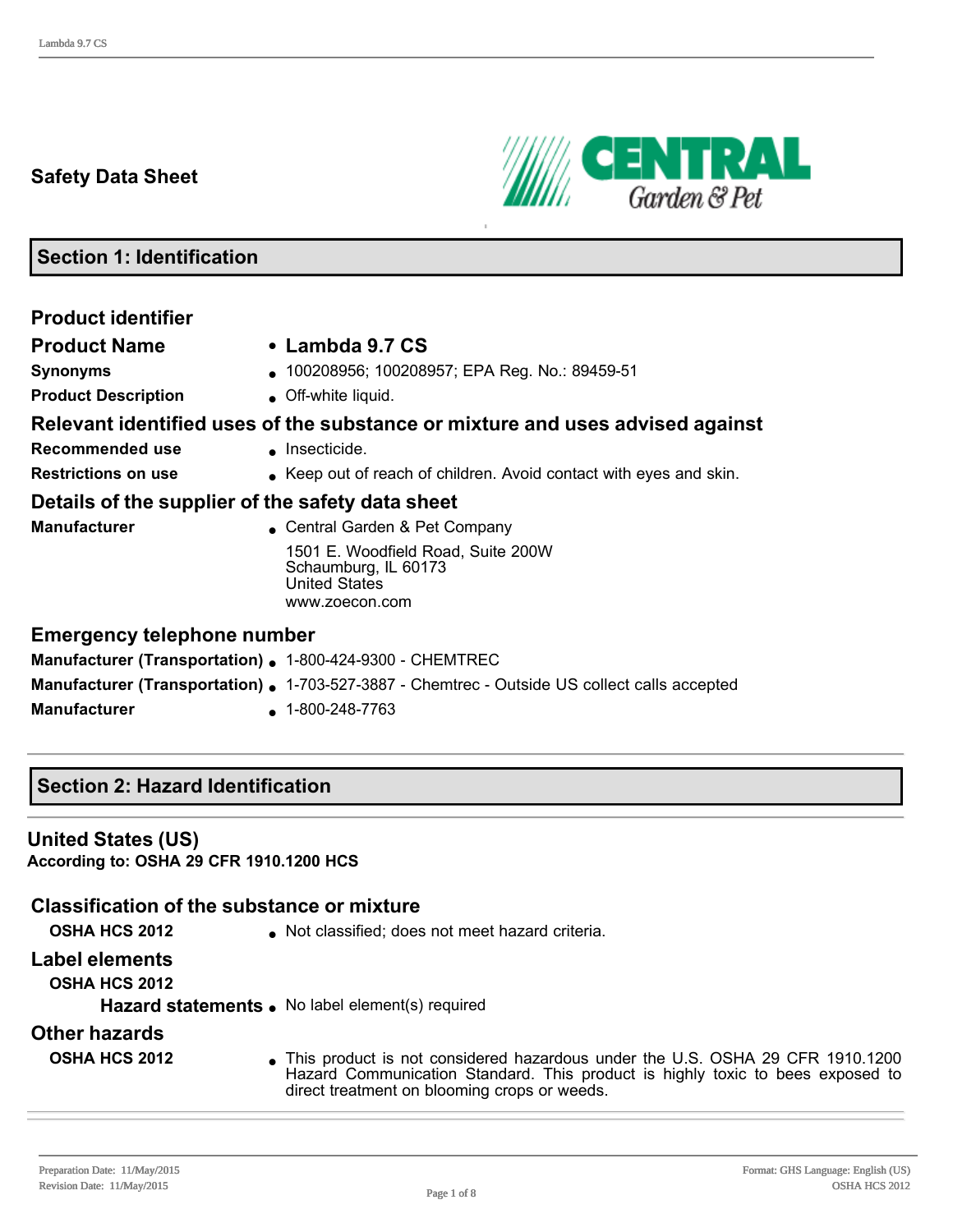# Safety Data Sheet

## Section 1: Identification

### Product identifier

| | |
|---|---|
| **Product Name** | • **Lambda 9.7 CS** |
| **Synonyms** | • 100208956; 100208957; EPA Reg. No.: 89459-51 |
| **Product Description** | • Off-white liquid. |

### Relevant identified uses of the substance or mixture and uses advised against

| | |
|---|---|
| **Recommended use** | • Insecticide. |
| **Restrictions on use** | • Keep out of reach of children. Avoid contact with eyes and skin. |

### Details of the supplier of the safety data sheet

| | |
|---|---|
| **Manufacturer** | • Central Garden & Pet Company<br>1501 E. Woodfield Road, Suite 200W<br>Schaumburg, IL 60173<br>United States<br>www.zoecon.com |

### Emergency telephone number

| | |
|---|---|
| **Manufacturer (Transportation)** | • 1-800-424-9300 - CHEMTREC |
| **Manufacturer (Transportation)** | • 1-703-527-3887 - Chemtrec - Outside US collect calls accepted |
| **Manufacturer** | • 1-800-248-7763 |

## Section 2: Hazard Identification

### United States (US)

**According to: OSHA 29 CFR 1910.1200 HCS**

### Classification of the substance or mixture

| | |
|---|---|
| **OSHA HCS 2012** | • Not classified; does not meet hazard criteria. |

### Label elements

**OSHA HCS 2012**

| | |
|---|---|
| **Hazard statements** | • No label element(s) required |

### Other hazards

| | |
|---|---|
| **OSHA HCS 2012** | • This product is not considered hazardous under the U.S. OSHA 29 CFR 1910.1200 Hazard Communication Standard. This product is highly toxic to bees exposed to direct treatment on blooming crops or weeds. |

Preparation Date: 11/May/2015
Revision Date: 11/May/2015

Format: GHS Language: English (US)
OSHA HCS 2012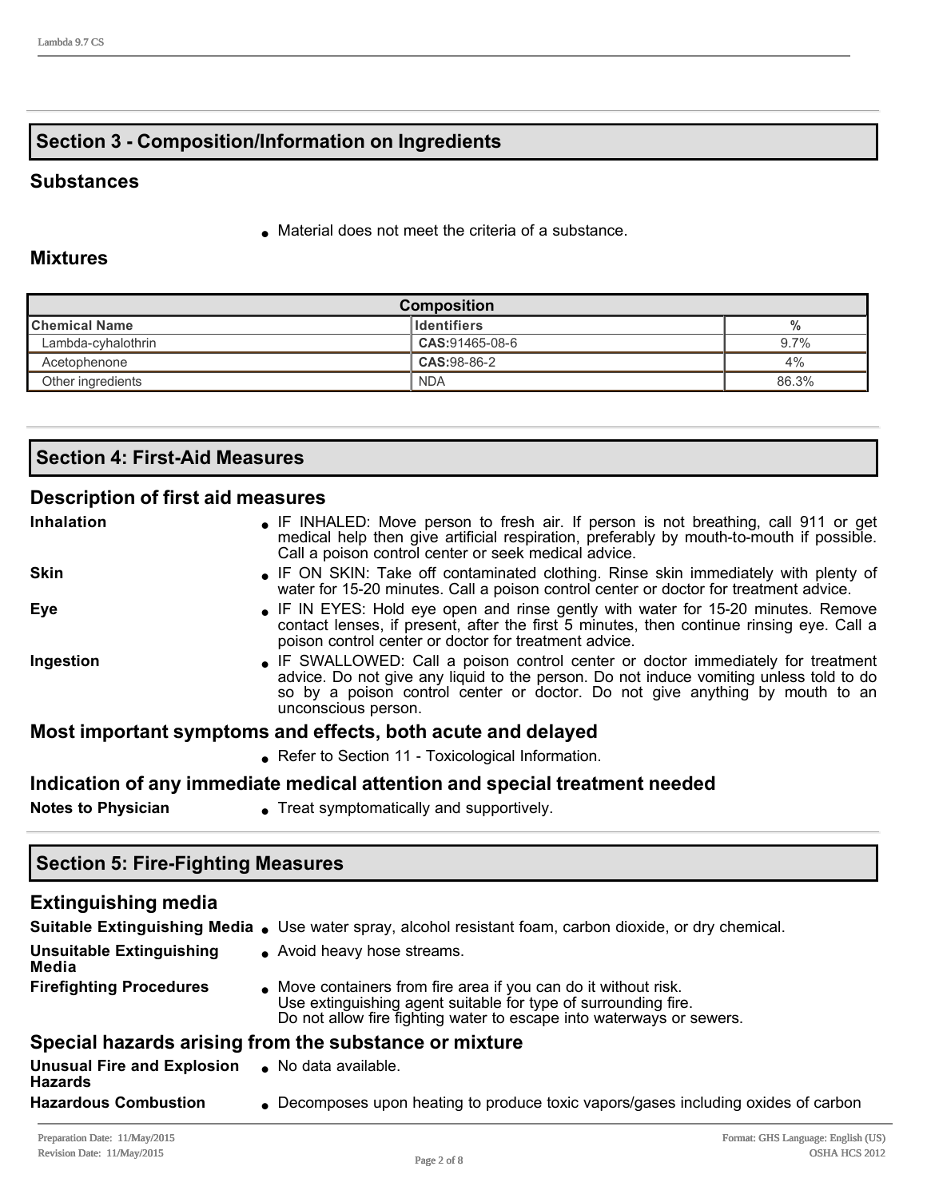## Section 3 - Composition/Information on Ingredients

### Substances

- Material does not meet the criteria of a substance.

### Mixtures

| Composition | | |
|---|---|---|
| **Chemical Name** | **Identifiers** | **%** |
| Lambda-cyhalothrin | **CAS:**91465-08-6 | 9.7% |
| Acetophenone | **CAS:**98-86-2 | 4% |
| Other ingredients | NDA | 86.3% |

## Section 4: First-Aid Measures

### Description of first aid measures

**Inhalation**
- IF INHALED: Move person to fresh air. If person is not breathing, call 911 or get medical help then give artificial respiration, preferably by mouth-to-mouth if possible. Call a poison control center or seek medical advice.

**Skin**
- IF ON SKIN: Take off contaminated clothing. Rinse skin immediately with plenty of water for 15-20 minutes. Call a poison control center or doctor for treatment advice.

**Eye**
- IF IN EYES: Hold eye open and rinse gently with water for 15-20 minutes. Remove contact lenses, if present, after the first 5 minutes, then continue rinsing eye. Call a poison control center or doctor for treatment advice.

**Ingestion**
- IF SWALLOWED: Call a poison control center or doctor immediately for treatment advice. Do not give any liquid to the person. Do not induce vomiting unless told to do so by a poison control center or doctor. Do not give anything by mouth to an unconscious person.

### Most important symptoms and effects, both acute and delayed

- Refer to Section 11 - Toxicological Information.

### Indication of any immediate medical attention and special treatment needed

**Notes to Physician**
- Treat symptomatically and supportively.

## Section 5: Fire-Fighting Measures

### Extinguishing media

**Suitable Extinguishing Media**
- Use water spray, alcohol resistant foam, carbon dioxide, or dry chemical.

**Unsuitable Extinguishing Media**
- Avoid heavy hose streams.

**Firefighting Procedures**
- Move containers from fire area if you can do it without risk.
  Use extinguishing agent suitable for type of surrounding fire.
  Do not allow fire fighting water to escape into waterways or sewers.

### Special hazards arising from the substance or mixture

**Unusual Fire and Explosion Hazards**
- No data available.

**Hazardous Combustion**
- Decomposes upon heating to produce toxic vapors/gases including oxides of carbon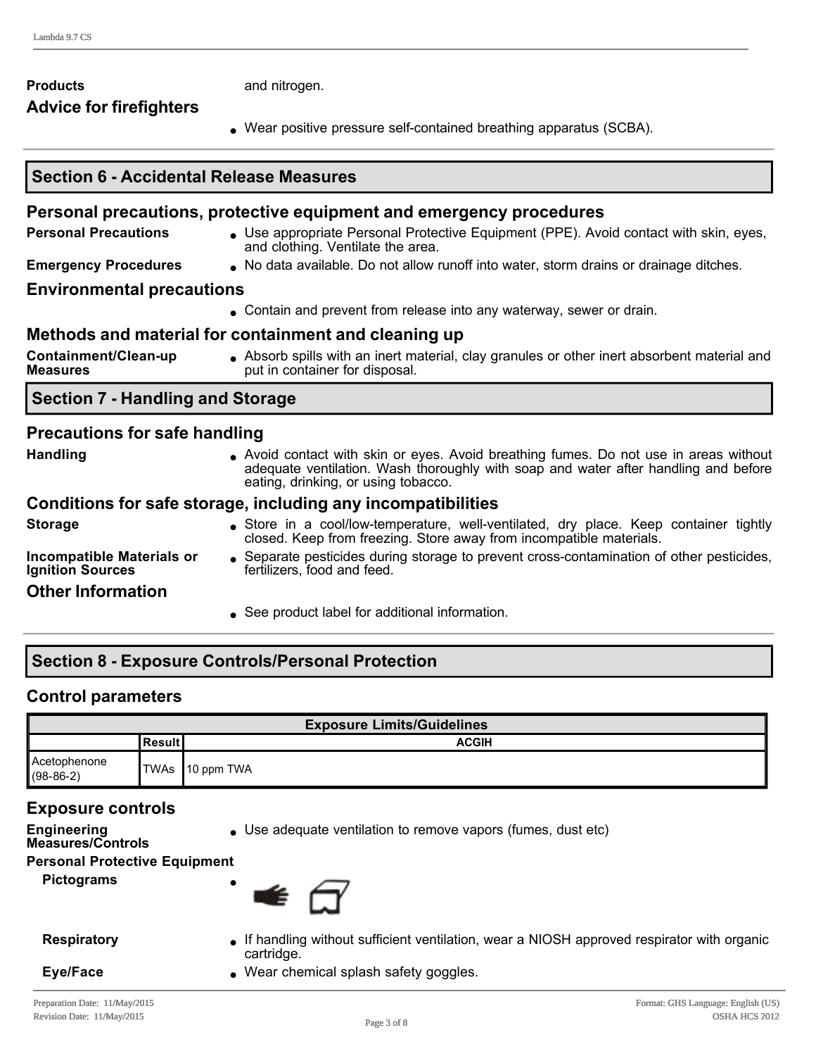**Products** and nitrogen.

### Advice for firefighters

- Wear positive pressure self-contained breathing apparatus (SCBA).

## Section 6 - Accidental Release Measures

### Personal precautions, protective equipment and emergency procedures

**Personal Precautions**
- Use appropriate Personal Protective Equipment (PPE). Avoid contact with skin, eyes, and clothing. Ventilate the area.

**Emergency Procedures**
- No data available. Do not allow runoff into water, storm drains or drainage ditches.

### Environmental precautions

- Contain and prevent from release into any waterway, sewer or drain.

### Methods and material for containment and cleaning up

**Containment/Clean-up Measures**
- Absorb spills with an inert material, clay granules or other inert absorbent material and put in container for disposal.

## Section 7 - Handling and Storage

### Precautions for safe handling

**Handling**
- Avoid contact with skin or eyes. Avoid breathing fumes. Do not use in areas without adequate ventilation. Wash thoroughly with soap and water after handling and before eating, drinking, or using tobacco.

### Conditions for safe storage, including any incompatibilities

**Storage**
- Store in a cool/low-temperature, well-ventilated, dry place. Keep container tightly closed. Keep from freezing. Store away from incompatible materials.

**Incompatible Materials or Ignition Sources**
- Separate pesticides during storage to prevent cross-contamination of other pesticides, fertilizers, food and feed.

### Other Information

- See product label for additional information.

## Section 8 - Exposure Controls/Personal Protection

### Control parameters

| Exposure Limits/Guidelines | | |
|---|---|---|
| | Result | ACGIH |
| Acetophenone (98-86-2) | TWAs | 10 ppm TWA |

### Exposure controls

**Engineering Measures/Controls**
- Use adequate ventilation to remove vapors (fumes, dust etc)

**Personal Protective Equipment**

**Pictograms**
-

**Respiratory**
- If handling without sufficient ventilation, wear a NIOSH approved respirator with organic cartridge.

**Eye/Face**
- Wear chemical splash safety goggles.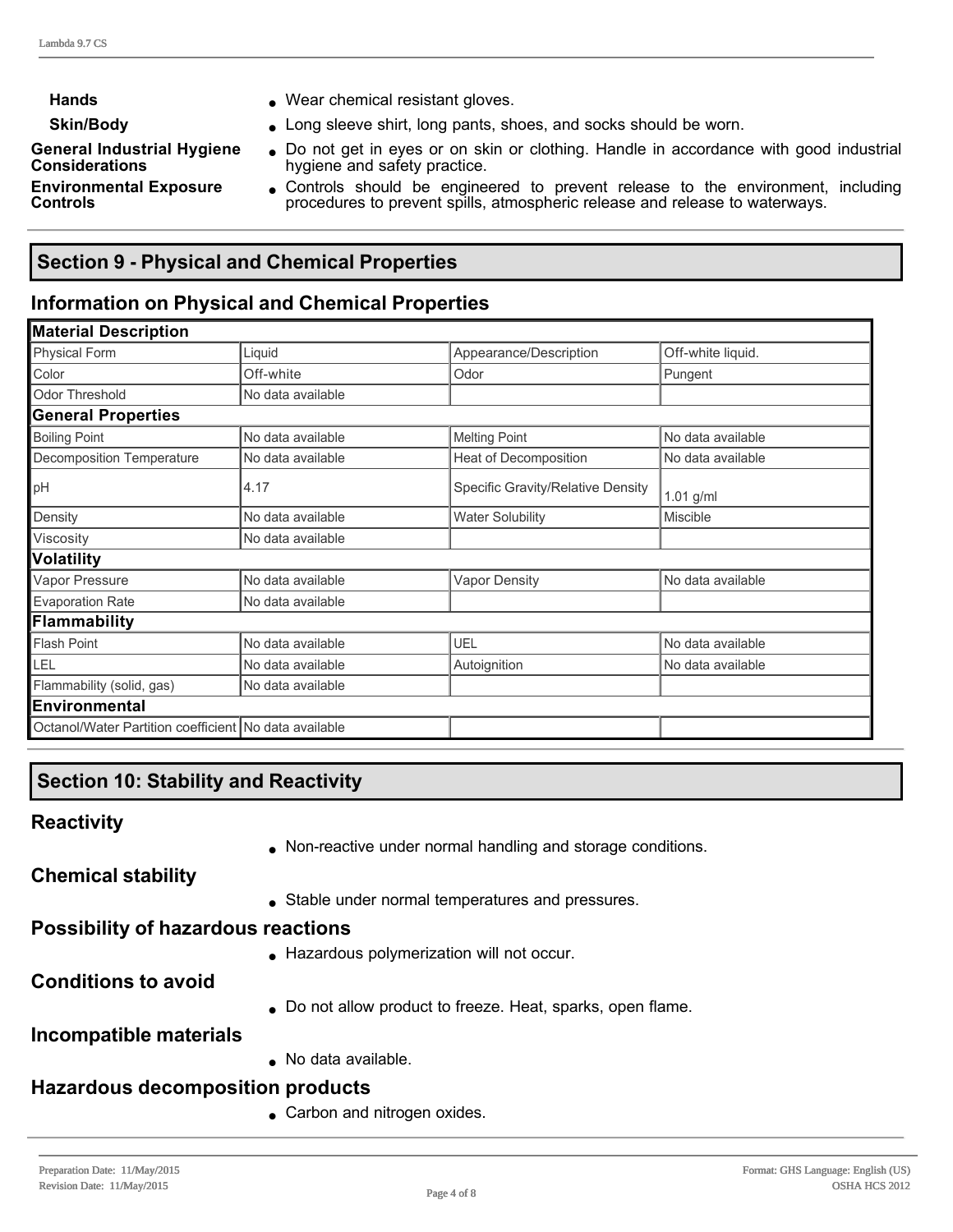**Hands**
- Wear chemical resistant gloves.

**Skin/Body**
- Long sleeve shirt, long pants, shoes, and socks should be worn.

**General Industrial Hygiene Considerations**
- Do not get in eyes or on skin or clothing. Handle in accordance with good industrial hygiene and safety practice.

**Environmental Exposure Controls**
- Controls should be engineered to prevent release to the environment, including procedures to prevent spills, atmospheric release and release to waterways.

## Section 9 - Physical and Chemical Properties

### Information on Physical and Chemical Properties

| **Material Description** | | | |
|---|---|---|---|
| Physical Form | Liquid | Appearance/Description | Off-white liquid. |
| Color | Off-white | Odor | Pungent |
| Odor Threshold | No data available | | |
| **General Properties** | | | |
| Boiling Point | No data available | Melting Point | No data available |
| Decomposition Temperature | No data available | Heat of Decomposition | No data available |
| pH | 4.17 | Specific Gravity/Relative Density | 1.01 g/ml |
| Density | No data available | Water Solubility | Miscible |
| Viscosity | No data available | | |
| **Volatility** | | | |
| Vapor Pressure | No data available | Vapor Density | No data available |
| Evaporation Rate | No data available | | |
| **Flammability** | | | |
| Flash Point | No data available | UEL | No data available |
| LEL | No data available | Autoignition | No data available |
| Flammability (solid, gas) | No data available | | |
| **Environmental** | | | |
| Octanol/Water Partition coefficient | No data available | | |

## Section 10: Stability and Reactivity

### Reactivity

- Non-reactive under normal handling and storage conditions.

### Chemical stability

- Stable under normal temperatures and pressures.

### Possibility of hazardous reactions

- Hazardous polymerization will not occur.

### Conditions to avoid

- Do not allow product to freeze. Heat, sparks, open flame.

### Incompatible materials

- No data available.

### Hazardous decomposition products

- Carbon and nitrogen oxides.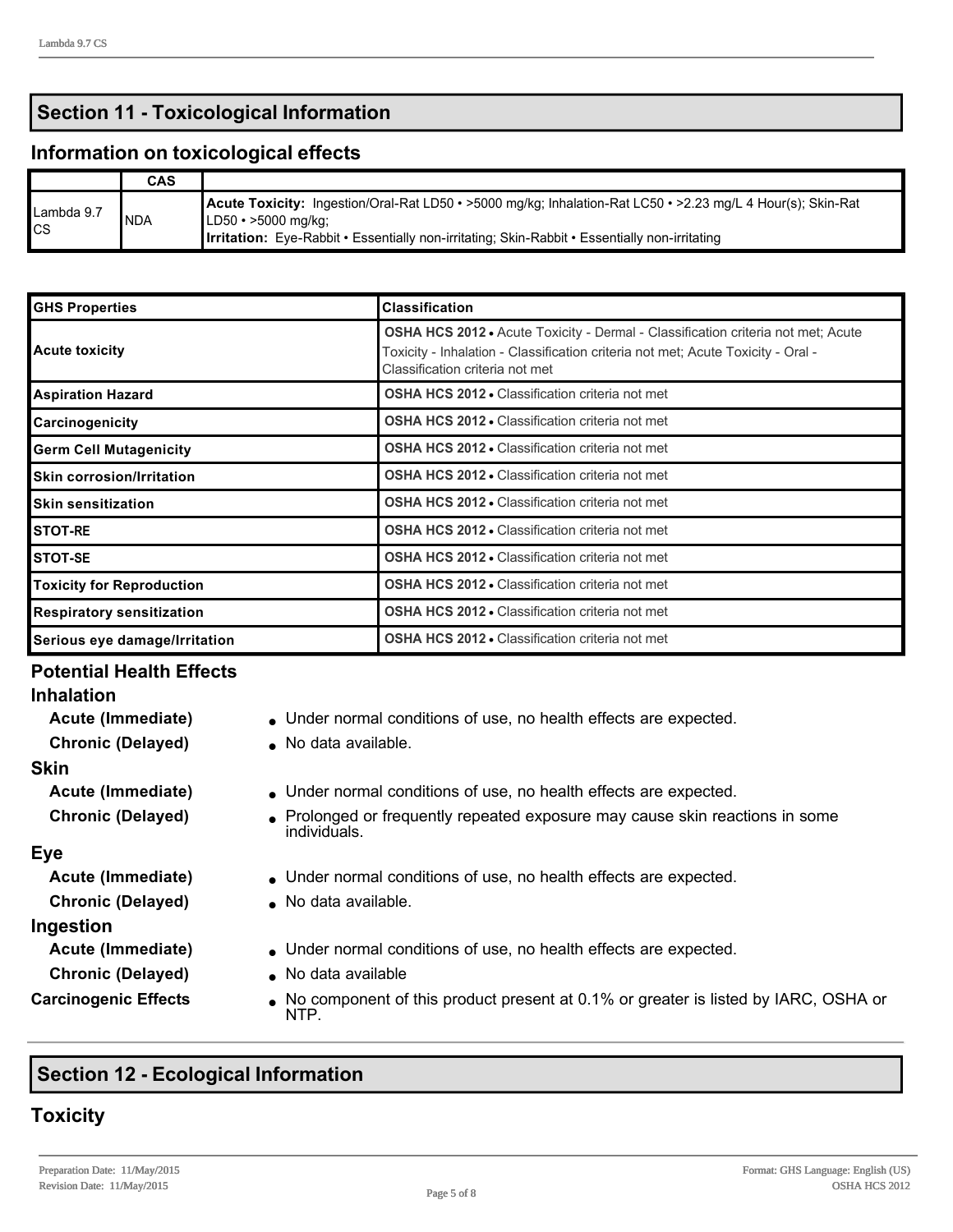## Section 11 - Toxicological Information

### Information on toxicological effects

| | CAS | |
|---|---|---|
| Lambda 9.7 CS | NDA | **Acute Toxicity:** Ingestion/Oral-Rat LD50 • >5000 mg/kg; Inhalation-Rat LC50 • >2.23 mg/L 4 Hour(s); Skin-Rat LD50 • >5000 mg/kg;<br>**Irritation:** Eye-Rabbit • Essentially non-irritating; Skin-Rabbit • Essentially non-irritating |

| GHS Properties | Classification |
|---|---|
| Acute toxicity | **OSHA HCS 2012** • Acute Toxicity - Dermal - Classification criteria not met; Acute Toxicity - Inhalation - Classification criteria not met; Acute Toxicity - Oral - Classification criteria not met |
| Aspiration Hazard | **OSHA HCS 2012** • Classification criteria not met |
| Carcinogenicity | **OSHA HCS 2012** • Classification criteria not met |
| Germ Cell Mutagenicity | **OSHA HCS 2012** • Classification criteria not met |
| Skin corrosion/Irritation | **OSHA HCS 2012** • Classification criteria not met |
| Skin sensitization | **OSHA HCS 2012** • Classification criteria not met |
| STOT-RE | **OSHA HCS 2012** • Classification criteria not met |
| STOT-SE | **OSHA HCS 2012** • Classification criteria not met |
| Toxicity for Reproduction | **OSHA HCS 2012** • Classification criteria not met |
| Respiratory sensitization | **OSHA HCS 2012** • Classification criteria not met |
| Serious eye damage/Irritation | **OSHA HCS 2012** • Classification criteria not met |

### Potential Health Effects

**Inhalation**

- **Acute (Immediate)** • Under normal conditions of use, no health effects are expected.
- **Chronic (Delayed)** • No data available.

**Skin**

- **Acute (Immediate)** • Under normal conditions of use, no health effects are expected.
- **Chronic (Delayed)** • Prolonged or frequently repeated exposure may cause skin reactions in some individuals.

**Eye**

- **Acute (Immediate)** • Under normal conditions of use, no health effects are expected.
- **Chronic (Delayed)** • No data available.

**Ingestion**

- **Acute (Immediate)** • Under normal conditions of use, no health effects are expected.
- **Chronic (Delayed)** • No data available

**Carcinogenic Effects** • No component of this product present at 0.1% or greater is listed by IARC, OSHA or NTP.

## Section 12 - Ecological Information

### Toxicity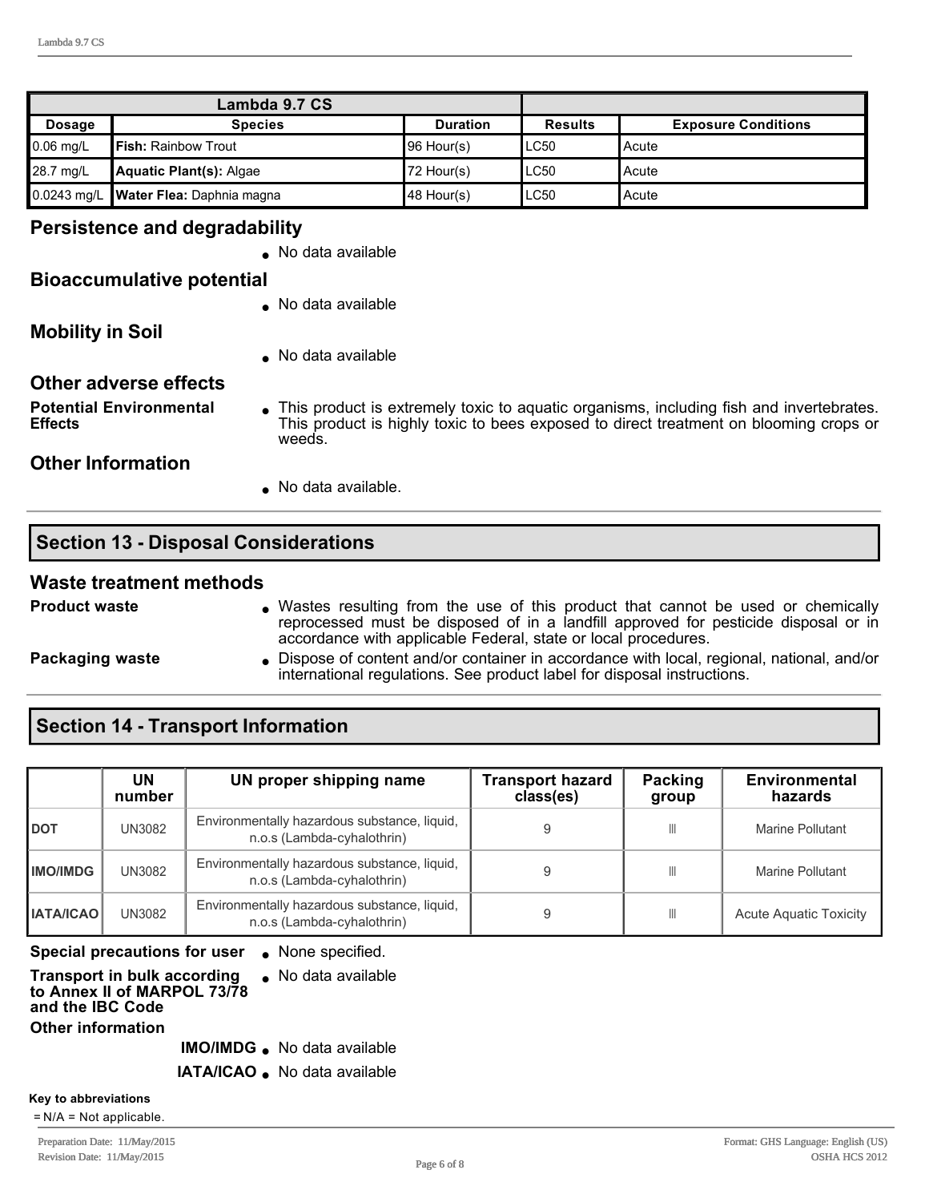| Lambda 9.7 CS | | | | |
|---|---|---|---|---|
| **Dosage** | **Species** | **Duration** | **Results** | **Exposure Conditions** |
| 0.06 mg/L | **Fish:** Rainbow Trout | 96 Hour(s) | LC50 | Acute |
| 28.7 mg/L | **Aquatic Plant(s):** Algae | 72 Hour(s) | LC50 | Acute |
| 0.0243 mg/L | **Water Flea:** Daphnia magna | 48 Hour(s) | LC50 | Acute |

## Persistence and degradability

- No data available

## Bioaccumulative potential

- No data available

## Mobility in Soil

- No data available

## Other adverse effects

**Potential Environmental Effects**

- This product is extremely toxic to aquatic organisms, including fish and invertebrates. This product is highly toxic to bees exposed to direct treatment on blooming crops or weeds.

## Other Information

- No data available.

# Section 13 - Disposal Considerations

## Waste treatment methods

**Product waste**

- Wastes resulting from the use of this product that cannot be used or chemically reprocessed must be disposed of in a landfill approved for pesticide disposal or in accordance with applicable Federal, state or local procedures.

**Packaging waste**

- Dispose of content and/or container in accordance with local, regional, national, and/or international regulations. See product label for disposal instructions.

# Section 14 - Transport Information

| | UN number | UN proper shipping name | Transport hazard class(es) | Packing group | Environmental hazards |
|---|---|---|---|---|---|
| **DOT** | UN3082 | Environmentally hazardous substance, liquid, n.o.s (Lambda-cyhalothrin) | 9 | III | Marine Pollutant |
| **IMO/IMDG** | UN3082 | Environmentally hazardous substance, liquid, n.o.s (Lambda-cyhalothrin) | 9 | III | Marine Pollutant |
| **IATA/ICAO** | UN3082 | Environmentally hazardous substance, liquid, n.o.s (Lambda-cyhalothrin) | 9 | III | Acute Aquatic Toxicity |

**Special precautions for user**

- None specified.

**Transport in bulk according to Annex II of MARPOL 73/78 and the IBC Code**

- No data available

**Other information**

**IMO/IMDG**

- No data available

**IATA/ICAO**

- No data available

**Key to abbreviations**

= N/A = Not applicable.

Preparation Date: 11/May/2015
Revision Date: 11/May/2015

Format: GHS Language: English (US)
OSHA HCS 2012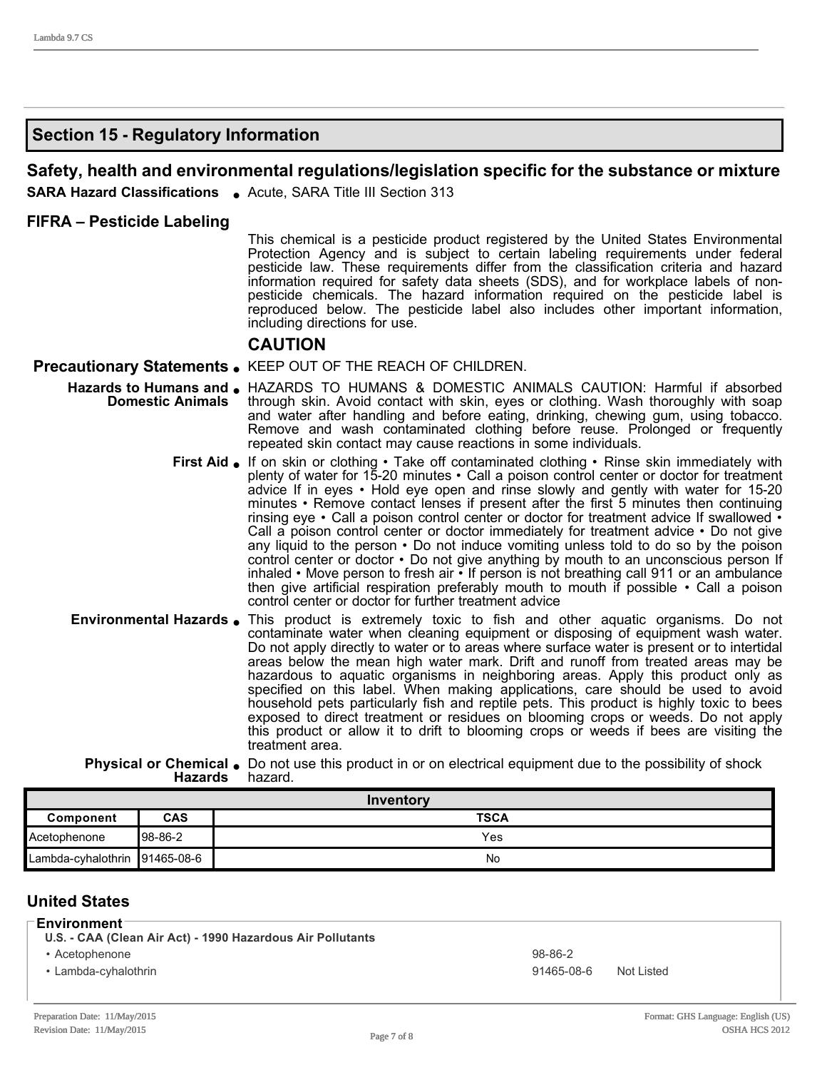## Section 15 - Regulatory Information

### Safety, health and environmental regulations/legislation specific for the substance or mixture

**SARA Hazard Classifications**
- Acute, SARA Title III Section 313

### FIFRA – Pesticide Labeling

This chemical is a pesticide product registered by the United States Environmental Protection Agency and is subject to certain labeling requirements under federal pesticide law. These requirements differ from the classification criteria and hazard information required for safety data sheets (SDS), and for workplace labels of non-pesticide chemicals. The hazard information required on the pesticide label is reproduced below. The pesticide label also includes other important information, including directions for use.

**CAUTION**

**Precautionary Statements**
- KEEP OUT OF THE REACH OF CHILDREN.

**Hazards to Humans and Domestic Animals**
- HAZARDS TO HUMANS & DOMESTIC ANIMALS CAUTION: Harmful if absorbed through skin. Avoid contact with skin, eyes or clothing. Wash thoroughly with soap and water after handling and before eating, drinking, chewing gum, using tobacco. Remove and wash contaminated clothing before reuse. Prolonged or frequently repeated skin contact may cause reactions in some individuals.

**First Aid**
- If on skin or clothing • Take off contaminated clothing • Rinse skin immediately with plenty of water for 15-20 minutes • Call a poison control center or doctor for treatment advice If in eyes • Hold eye open and rinse slowly and gently with water for 15-20 minutes • Remove contact lenses if present after the first 5 minutes then continuing rinsing eye • Call a poison control center or doctor for treatment advice If swallowed • Call a poison control center or doctor immediately for treatment advice • Do not give any liquid to the person • Do not induce vomiting unless told to do so by the poison control center or doctor • Do not give anything by mouth to an unconscious person If inhaled • Move person to fresh air • If person is not breathing call 911 or an ambulance then give artificial respiration preferably mouth to mouth if possible • Call a poison control center or doctor for further treatment advice

**Environmental Hazards**
- This product is extremely toxic to fish and other aquatic organisms. Do not contaminate water when cleaning equipment or disposing of equipment wash water. Do not apply directly to water or to areas where surface water is present or to intertidal areas below the mean high water mark. Drift and runoff from treated areas may be hazardous to aquatic organisms in neighboring areas. Apply this product only as specified on this label. When making applications, care should be used to avoid household pets particularly fish and reptile pets. This product is highly toxic to bees exposed to direct treatment or residues on blooming crops or weeds. Do not apply this product or allow it to drift to blooming crops or weeds if bees are visiting the treatment area.

**Physical or Chemical Hazards**
- Do not use this product in or on electrical equipment due to the possibility of shock hazard.

| Inventory | | |
|---|---|---|
| **Component** | **CAS** | **TSCA** |
| Acetophenone | 98-86-2 | Yes |
| Lambda-cyhalothrin | 91465-08-6 | No |

### United States

**Environment**

**U.S. - CAA (Clean Air Act) - 1990 Hazardous Air Pollutants**

| | | |
|---|---|---|
| • Acetophenone | 98-86-2 | |
| • Lambda-cyhalothrin | 91465-08-6 | Not Listed |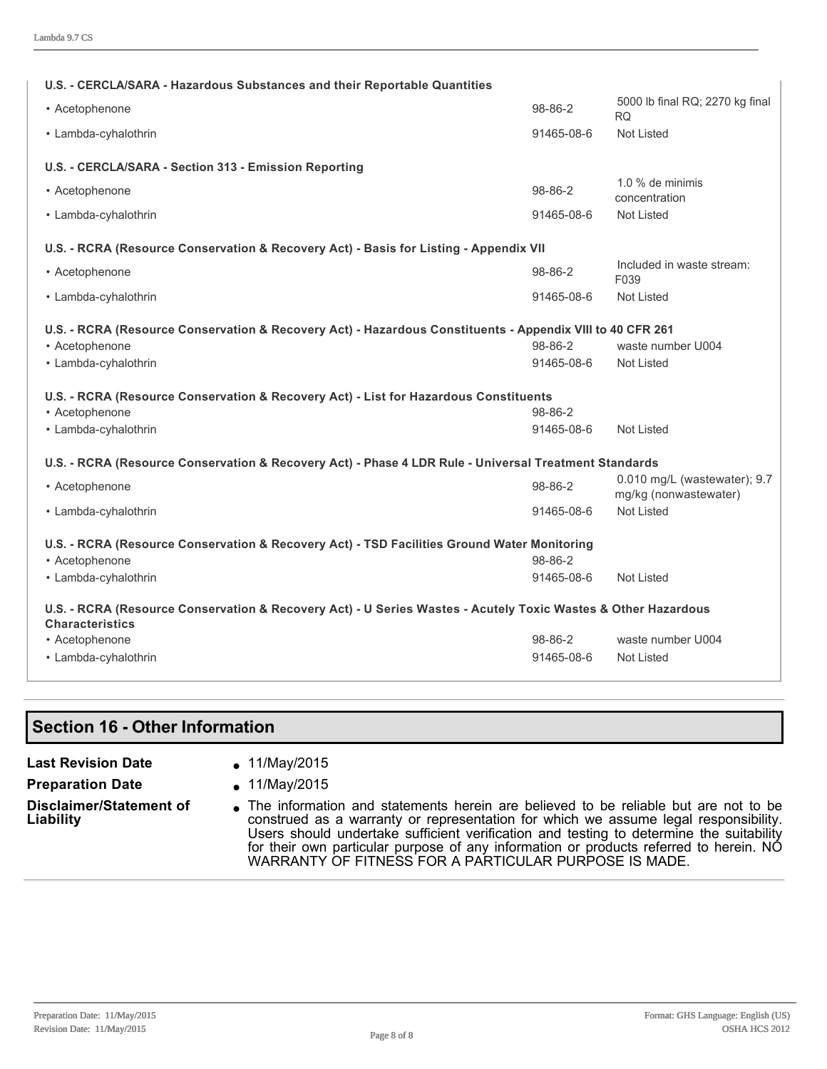| U.S. - CERCLA/SARA - Hazardous Substances and their Reportable Quantities | | |
|---|---|---|
| • Acetophenone | 98-86-2 | 5000 lb final RQ; 2270 kg final RQ |
| • Lambda-cyhalothrin | 91465-08-6 | Not Listed |
| **U.S. - CERCLA/SARA - Section 313 - Emission Reporting** | | |
| • Acetophenone | 98-86-2 | 1.0 % de minimis concentration |
| • Lambda-cyhalothrin | 91465-08-6 | Not Listed |
| **U.S. - RCRA (Resource Conservation & Recovery Act) - Basis for Listing - Appendix VII** | | |
| • Acetophenone | 98-86-2 | Included in waste stream: F039 |
| • Lambda-cyhalothrin | 91465-08-6 | Not Listed |
| **U.S. - RCRA (Resource Conservation & Recovery Act) - Hazardous Constituents - Appendix VIII to 40 CFR 261** | | |
| • Acetophenone | 98-86-2 | waste number U004 |
| • Lambda-cyhalothrin | 91465-08-6 | Not Listed |
| **U.S. - RCRA (Resource Conservation & Recovery Act) - List for Hazardous Constituents** | | |
| • Acetophenone | 98-86-2 | |
| • Lambda-cyhalothrin | 91465-08-6 | Not Listed |
| **U.S. - RCRA (Resource Conservation & Recovery Act) - Phase 4 LDR Rule - Universal Treatment Standards** | | |
| • Acetophenone | 98-86-2 | 0.010 mg/L (wastewater); 9.7 mg/kg (nonwastewater) |
| • Lambda-cyhalothrin | 91465-08-6 | Not Listed |
| **U.S. - RCRA (Resource Conservation & Recovery Act) - TSD Facilities Ground Water Monitoring** | | |
| • Acetophenone | 98-86-2 | |
| • Lambda-cyhalothrin | 91465-08-6 | Not Listed |
| **U.S. - RCRA (Resource Conservation & Recovery Act) - U Series Wastes - Acutely Toxic Wastes & Other Hazardous Characteristics** | | |
| • Acetophenone | 98-86-2 | waste number U004 |
| • Lambda-cyhalothrin | 91465-08-6 | Not Listed |

## Section 16 - Other Information

**Last Revision Date**
- 11/May/2015

**Preparation Date**
- 11/May/2015

**Disclaimer/Statement of Liability**
- The information and statements herein are believed to be reliable but are not to be construed as a warranty or representation for which we assume legal responsibility. Users should undertake sufficient verification and testing to determine the suitability for their own particular purpose of any information or products referred to herein. NO WARRANTY OF FITNESS FOR A PARTICULAR PURPOSE IS MADE.